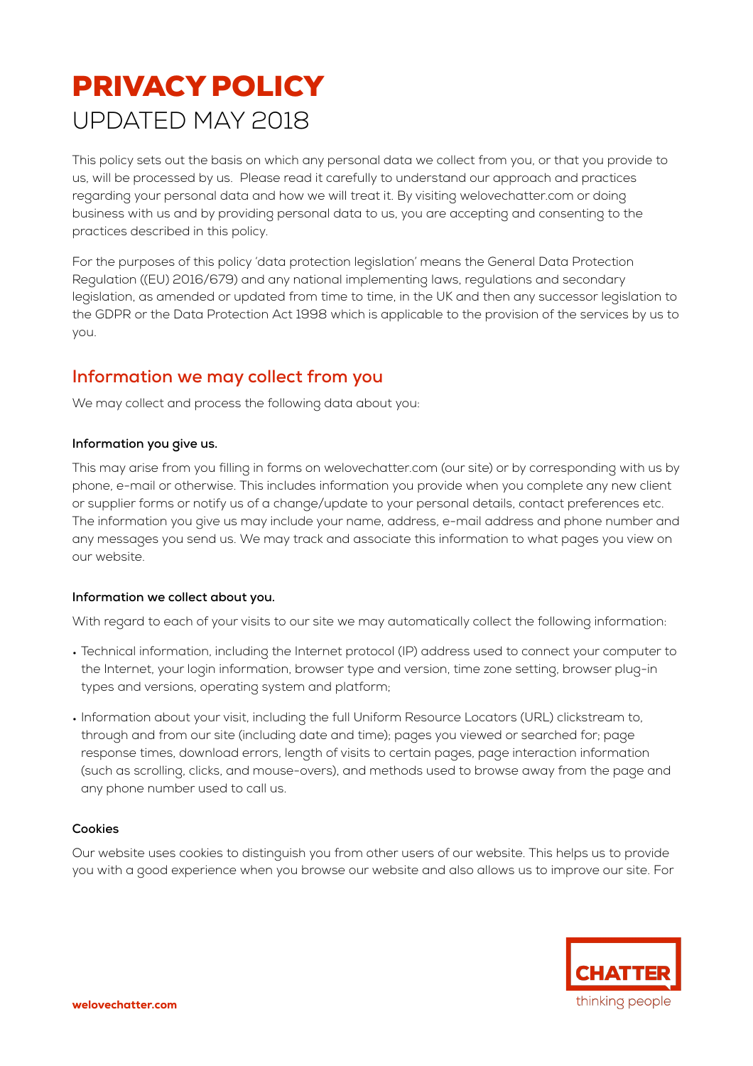# PRIVACY POLICY

UPDATED MAY 2018

This policy sets out the basis on which any personal data we collect from you, or that you provide to us, will be processed by us. Please read it carefully to understand our approach and practices regarding your personal data and how we will treat it. By visiting welovechatter.com or doing business with us and by providing personal data to us, you are accepting and consenting to the practices described in this policy.

For the purposes of this policy 'data protection legislation' means the General Data Protection Regulation ((EU) 2016/679) and any national implementing laws, regulations and secondary legislation, as amended or updated from time to time, in the UK and then any successor legislation to the GDPR or the Data Protection Act 1998 which is applicable to the provision of the services by us to you.

## Information we may collect from you

We may collect and process the following data about you:

**Information you give us.**

This may arise from you filling in forms on welovechatter.com (our site) or by corresponding with us by phone, e-mail or otherwise. This includes information you provide when you complete any new client or supplier forms or notify us of a change/update to your personal details, contact preferences etc. The information you give us may include your name, address, e-mail address and phone number and any messages you send us. We may track and associate this information to what pages you view on our website.

**Information we collect about you.**

With regard to each of your visits to our site we may automatically collect the following information:

- Technical information, including the Internet protocol (IP) address used to connect your computer to the Internet, your login information, browser type and version, time zone setting, browser plug-in types and versions, operating system and platform;
- Information about your visit, including the full Uniform Resource Locators (URL) clickstream to, through and from our site (including date and time); pages you viewed or searched for; page response times, download errors, length of visits to certain pages, page interaction information (such as scrolling, clicks, and mouse-overs), and methods used to browse away from the page and any phone number used to call us.

**Cookies**

Our website uses cookies to distinguish you from other users of our website. This helps us to provide you with a good experience when you browse our website and also allows us to improve our site. For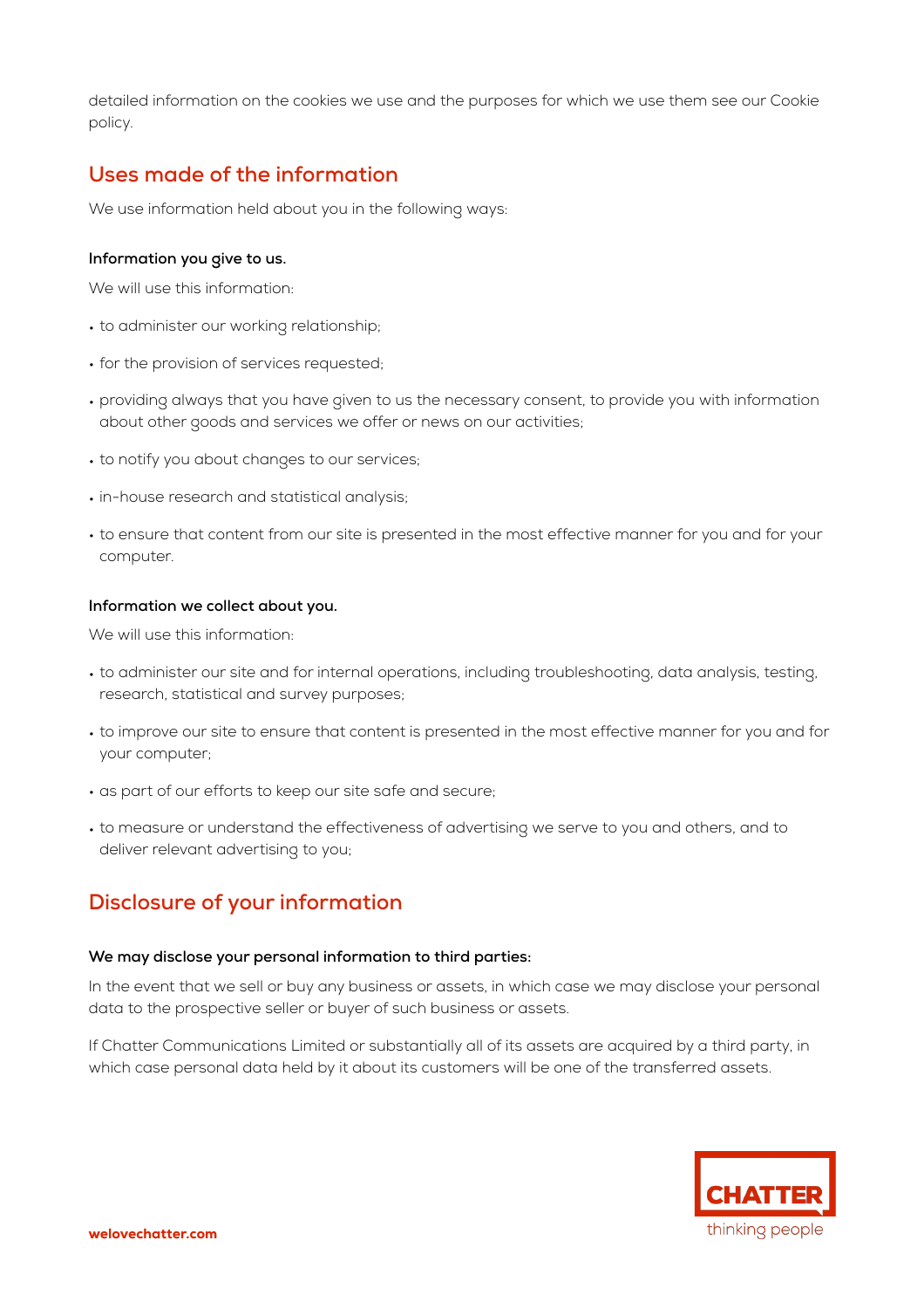detailed information on the cookies we use and the purposes for which we use them see our Cookie policy.

## Uses made of the information

We use information held about you in the following ways:

**Information you give to us.**

We will use this information:

- to administer our working relationship;
- for the provision of services requested;
- providing always that you have given to us the necessary consent, to provide you with information about other goods and services we offer or news on our activities;
- to notify you about changes to our services;
- in-house research and statistical analysis;
- to ensure that content from our site is presented in the most effective manner for you and for your computer.

**Information we collect about you.**

We will use this information:

- to administer our site and for internal operations, including troubleshooting, data analysis, testing, research, statistical and survey purposes;
- to improve our site to ensure that content is presented in the most effective manner for you and for your computer;
- as part of our efforts to keep our site safe and secure;
- to measure or understand the effectiveness of advertising we serve to you and others, and to deliver relevant advertising to you;

## Disclosure of your information

**We may disclose your personal information to third parties:**

In the event that we sell or buy any business or assets, in which case we may disclose your personal data to the prospective seller or buyer of such business or assets.

If Chatter Communications Limited or substantially all of its assets are acquired by a third party, in which case personal data held by it about its customers will be one of the transferred assets.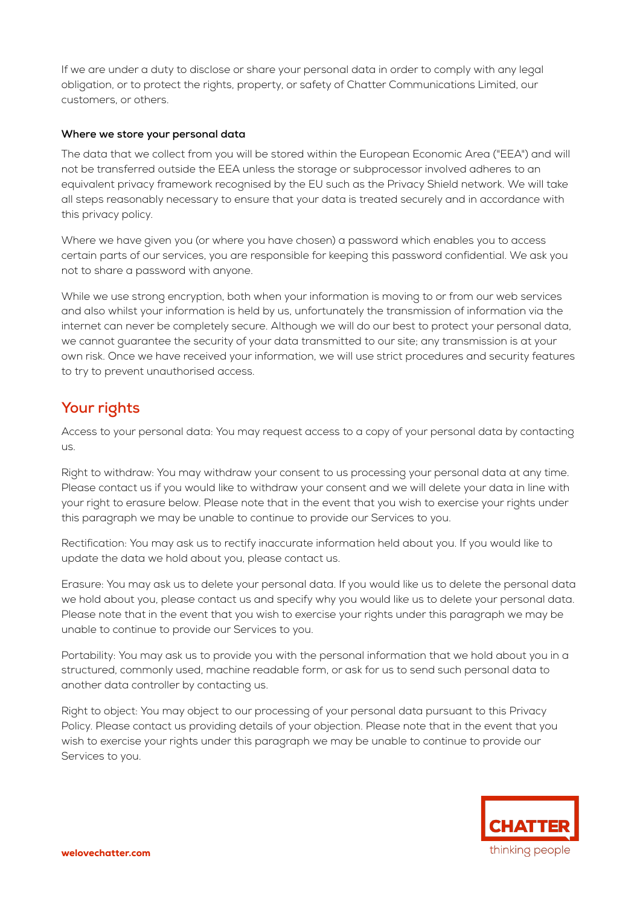If we are under a duty to disclose or share your personal data in order to comply with any legal obligation, or to protect the rights, property, or safety of Chatter Communications Limited, our customers, or others.

**Where we store your personal data**

The data that we collect from you will be stored within the European Economic Area ("EEA") and will not be transferred outside the EEA unless the storage or subprocessor involved adheres to an equivalent privacy framework recognised by the EU such as the Privacy Shield network. We will take all steps reasonably necessary to ensure that your data is treated securely and in accordance with this privacy policy.

Where we have given you (or where you have chosen) a password which enables you to access certain parts of our services, you are responsible for keeping this password confidential. We ask you not to share a password with anyone.

While we use strong encryption, both when your information is moving to or from our web services and also whilst your information is held by us, unfortunately the transmission of information via the internet can never be completely secure. Although we will do our best to protect your personal data, we cannot guarantee the security of your data transmitted to our site; any transmission is at your own risk. Once we have received your information, we will use strict procedures and security features to try to prevent unauthorised access.

## Your rights

Access to your personal data: You may request access to a copy of your personal data by contacting us.

Right to withdraw: You may withdraw your consent to us processing your personal data at any time. Please contact us if you would like to withdraw your consent and we will delete your data in line with your right to erasure below. Please note that in the event that you wish to exercise your rights under this paragraph we may be unable to continue to provide our Services to you.

Rectification: You may ask us to rectify inaccurate information held about you. If you would like to update the data we hold about you, please contact us.

Erasure: You may ask us to delete your personal data. If you would like us to delete the personal data we hold about you, please contact us and specify why you would like us to delete your personal data. Please note that in the event that you wish to exercise your rights under this paragraph we may be unable to continue to provide our Services to you.

Portability: You may ask us to provide you with the personal information that we hold about you in a structured, commonly used, machine readable form, or ask for us to send such personal data to another data controller by contacting us.

Right to object: You may object to our processing of your personal data pursuant to this Privacy Policy. Please contact us providing details of your objection. Please note that in the event that you wish to exercise your rights under this paragraph we may be unable to continue to provide our Services to you.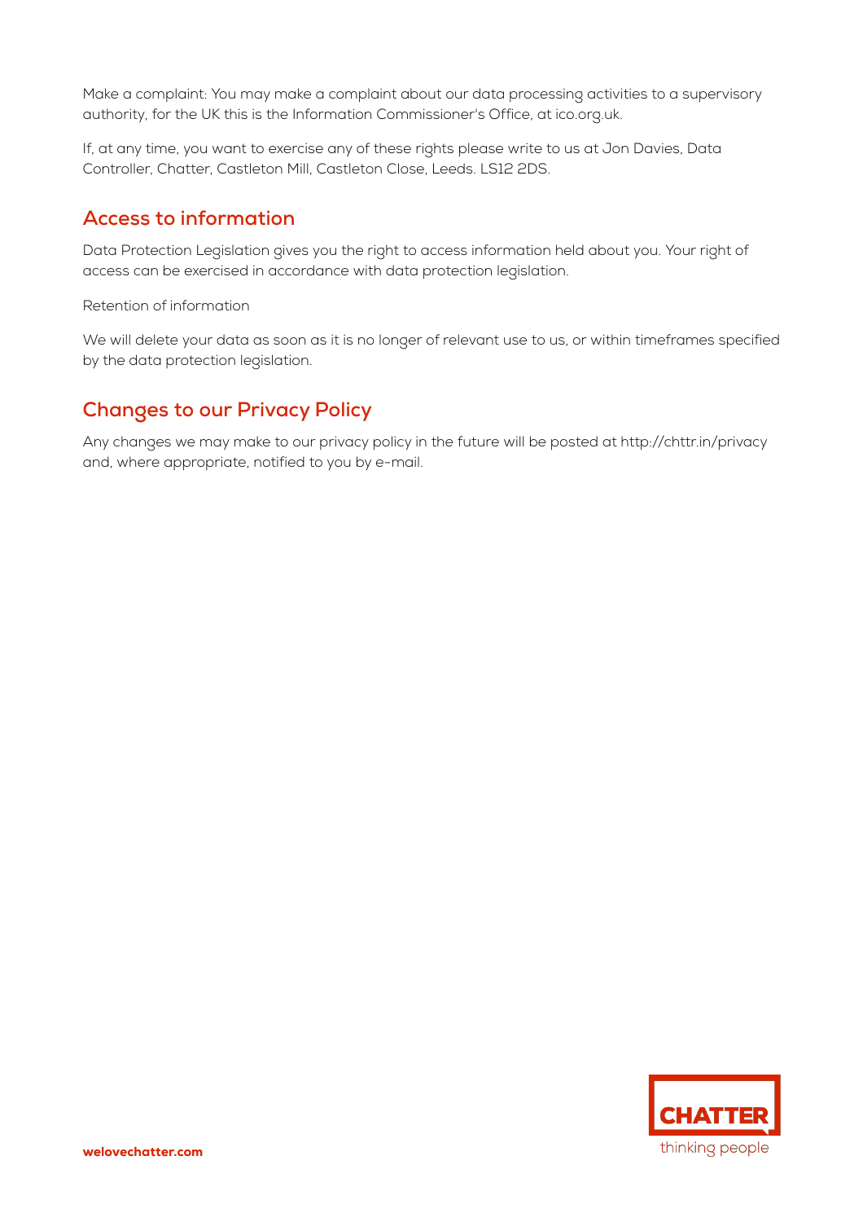Make a complaint: You may make a complaint about our data processing activities to a supervisory authority, for the UK this is the Information Commissioner's Office, at ico.org.uk.

If, at any time, you want to exercise any of these rights please write to us at Jon Davies, Data Controller, Chatter, Castleton Mill, Castleton Close, Leeds. LS12 2DS.

## Access to information

Data Protection Legislation gives you the right to access information held about you. Your right of access can be exercised in accordance with data protection legislation.

Retention of information

We will delete your data as soon as it is no longer of relevant use to us, or within timeframes specified by the data protection legislation.

## Changes to our Privacy Policy

Any changes we may make to our privacy policy in the future will be posted at http://chttr.in/privacy and, where appropriate, notified to you by e-mail.